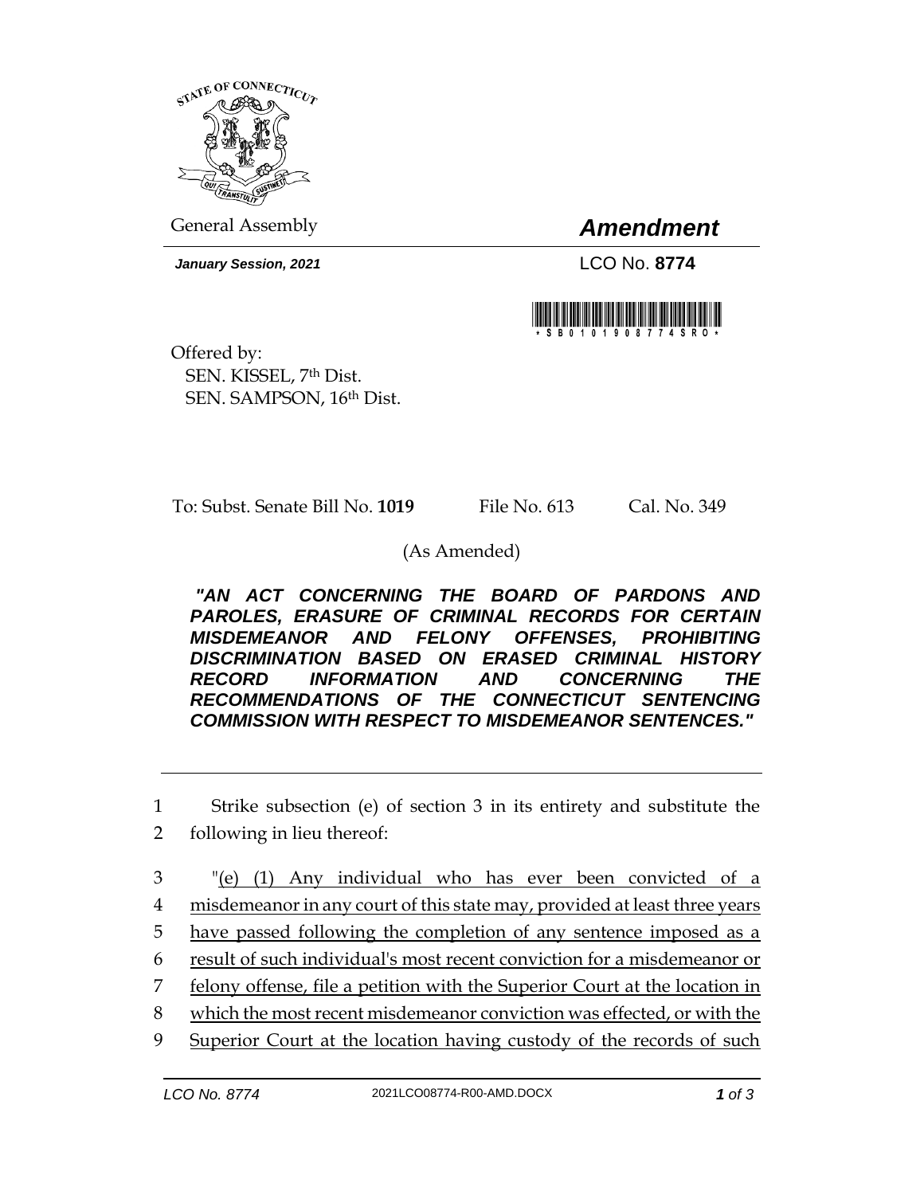STATE OF CONNECTICUT

General Assembly

# *Amendment*

***January Session, 2021***

LCO No. **8774**

\*SB0101908774SRO\*

Offered by:
SEN. KISSEL, 7th Dist.
SEN. SAMPSON, 16th Dist.

To: Subst. Senate Bill No. **1019** File No. 613 Cal. No. 349

(As Amended)

***"AN ACT CONCERNING THE BOARD OF PARDONS AND PAROLES, ERASURE OF CRIMINAL RECORDS FOR CERTAIN MISDEMEANOR AND FELONY OFFENSES, PROHIBITING DISCRIMINATION BASED ON ERASED CRIMINAL HISTORY RECORD INFORMATION AND CONCERNING THE RECOMMENDATIONS OF THE CONNECTICUT SENTENCING COMMISSION WITH RESPECT TO MISDEMEANOR SENTENCES."***

1 Strike subsection (e) of section 3 in its entirety and substitute the
2 following in lieu thereof:

3 "(e) (1) Any individual who has ever been convicted of a
4 misdemeanor in any court of this state may, provided at least three years
5 have passed following the completion of any sentence imposed as a
6 result of such individual's most recent conviction for a misdemeanor or
7 felony offense, file a petition with the Superior Court at the location in
8 which the most recent misdemeanor conviction was effected, or with the
9 Superior Court at the location having custody of the records of such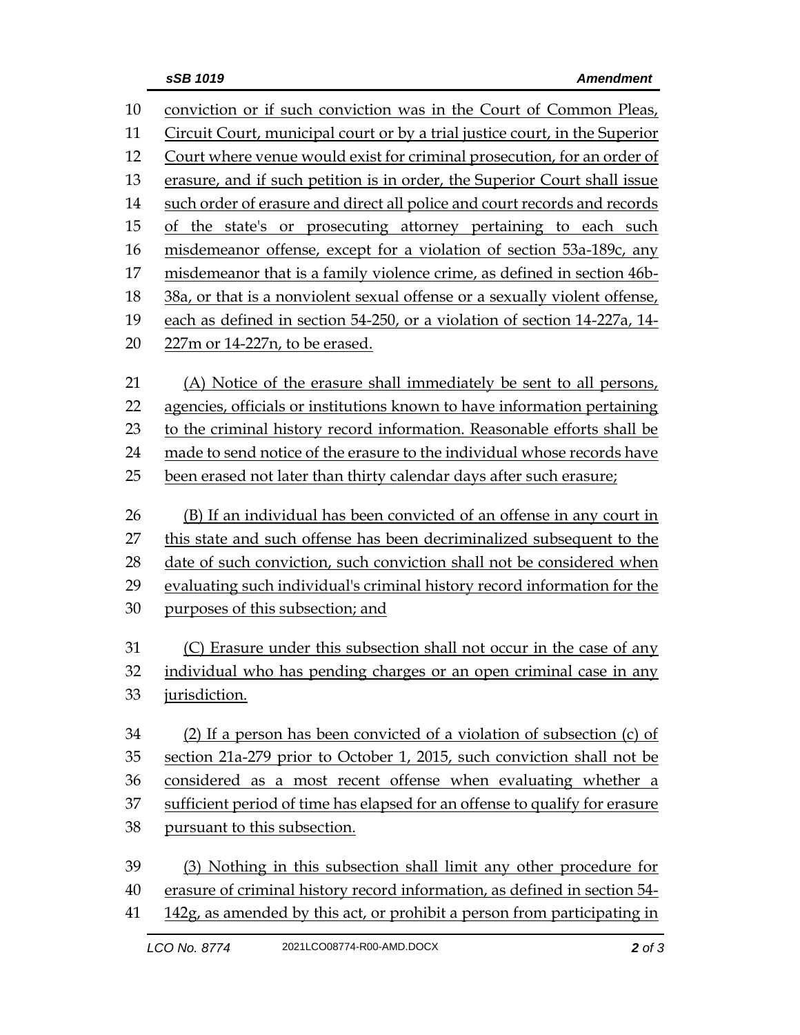conviction or if such conviction was in the Court of Common Pleas, Circuit Court, municipal court or by a trial justice court, in the Superior Court where venue would exist for criminal prosecution, for an order of erasure, and if such petition is in order, the Superior Court shall issue such order of erasure and direct all police and court records and records of the state's or prosecuting attorney pertaining to each such misdemeanor offense, except for a violation of section 53a-189c, any misdemeanor that is a family violence crime, as defined in section 46b-38a, or that is a nonviolent sexual offense or a sexually violent offense, each as defined in section 54-250, or a violation of section 14-227a, 14-227m or 14-227n, to be erased.

(A) Notice of the erasure shall immediately be sent to all persons, agencies, officials or institutions known to have information pertaining to the criminal history record information. Reasonable efforts shall be made to send notice of the erasure to the individual whose records have been erased not later than thirty calendar days after such erasure;

(B) If an individual has been convicted of an offense in any court in this state and such offense has been decriminalized subsequent to the date of such conviction, such conviction shall not be considered when evaluating such individual's criminal history record information for the purposes of this subsection; and

(C) Erasure under this subsection shall not occur in the case of any individual who has pending charges or an open criminal case in any jurisdiction.

(2) If a person has been convicted of a violation of subsection (c) of section 21a-279 prior to October 1, 2015, such conviction shall not be considered as a most recent offense when evaluating whether a sufficient period of time has elapsed for an offense to qualify for erasure pursuant to this subsection.

(3) Nothing in this subsection shall limit any other procedure for erasure of criminal history record information, as defined in section 54-142g, as amended by this act, or prohibit a person from participating in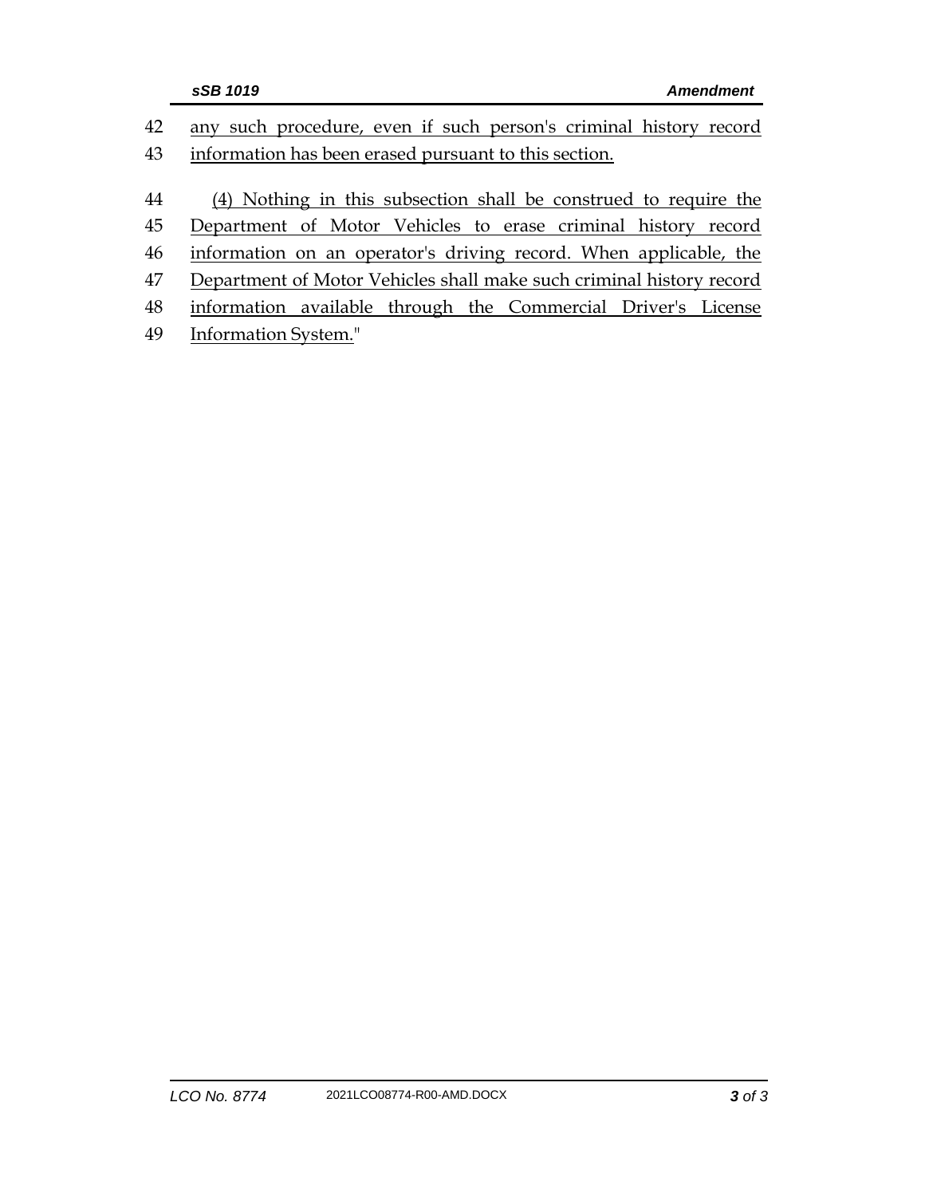any such procedure, even if such person's criminal history record information has been erased pursuant to this section.

(4) Nothing in this subsection shall be construed to require the Department of Motor Vehicles to erase criminal history record information on an operator's driving record. When applicable, the Department of Motor Vehicles shall make such criminal history record information available through the Commercial Driver's License Information System."